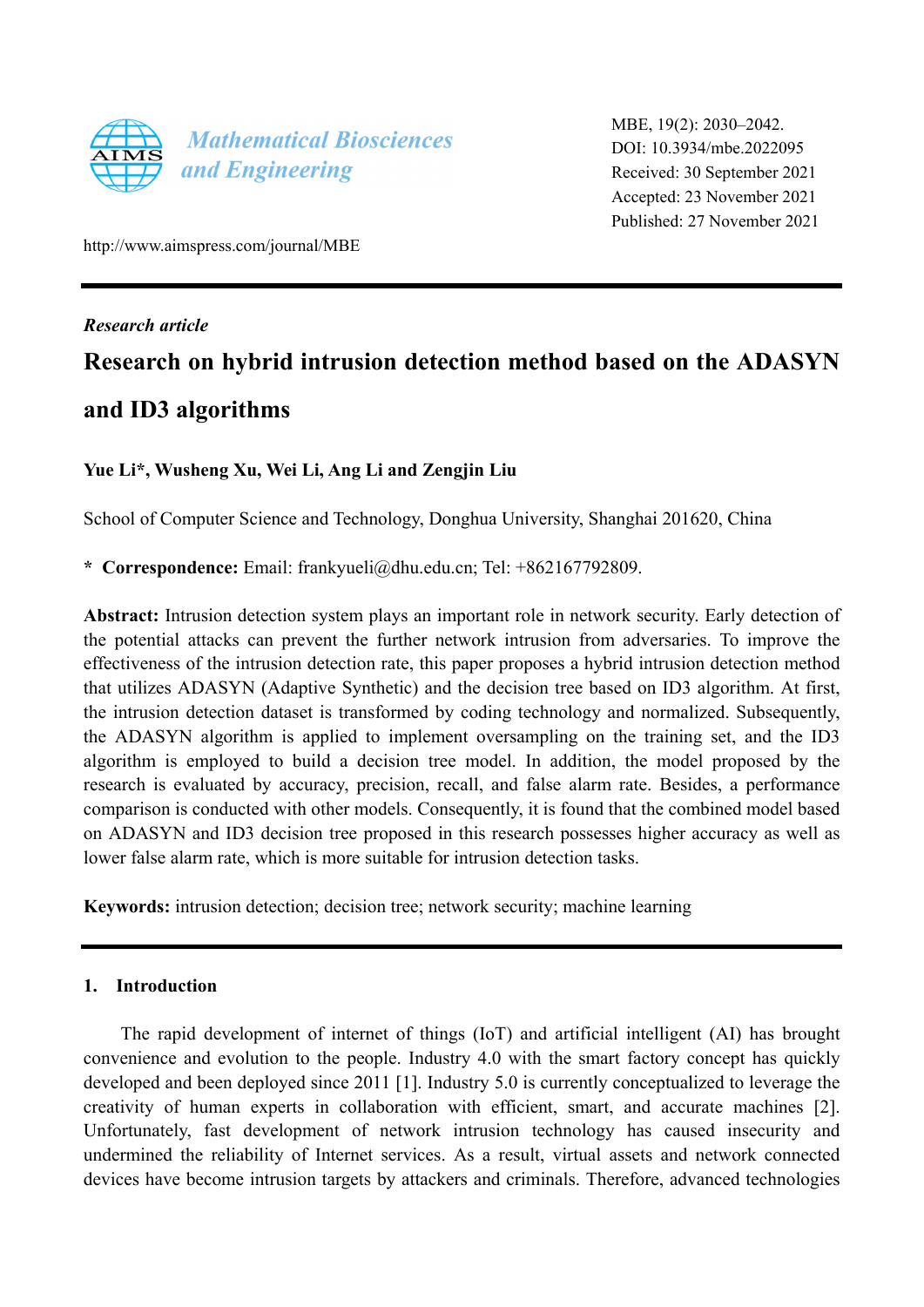Mathematical Biosciences and Engineering

MBE, 19(2): 2030–2042.
DOI: 10.3934/mbe.2022095
Received: 30 September 2021
Accepted: 23 November 2021
Published: 27 November 2021

http://www.aimspress.com/journal/MBE

*Research article*

# Research on hybrid intrusion detection method based on the ADASYN and ID3 algorithms

**Yue Li*, Wusheng Xu, Wei Li, Ang Li and Zengjin Liu**

School of Computer Science and Technology, Donghua University, Shanghai 201620, China

**\* Correspondence:** Email: frankyueli@dhu.edu.cn; Tel: +862167792809.

**Abstract:** Intrusion detection system plays an important role in network security. Early detection of the potential attacks can prevent the further network intrusion from adversaries. To improve the effectiveness of the intrusion detection rate, this paper proposes a hybrid intrusion detection method that utilizes ADASYN (Adaptive Synthetic) and the decision tree based on ID3 algorithm. At first, the intrusion detection dataset is transformed by coding technology and normalized. Subsequently, the ADASYN algorithm is applied to implement oversampling on the training set, and the ID3 algorithm is employed to build a decision tree model. In addition, the model proposed by the research is evaluated by accuracy, precision, recall, and false alarm rate. Besides, a performance comparison is conducted with other models. Consequently, it is found that the combined model based on ADASYN and ID3 decision tree proposed in this research possesses higher accuracy as well as lower false alarm rate, which is more suitable for intrusion detection tasks.

**Keywords:** intrusion detection; decision tree; network security; machine learning

## 1. Introduction

The rapid development of internet of things (IoT) and artificial intelligent (AI) has brought convenience and evolution to the people. Industry 4.0 with the smart factory concept has quickly developed and been deployed since 2011 [1]. Industry 5.0 is currently conceptualized to leverage the creativity of human experts in collaboration with efficient, smart, and accurate machines [2]. Unfortunately, fast development of network intrusion technology has caused insecurity and undermined the reliability of Internet services. As a result, virtual assets and network connected devices have become intrusion targets by attackers and criminals. Therefore, advanced technologies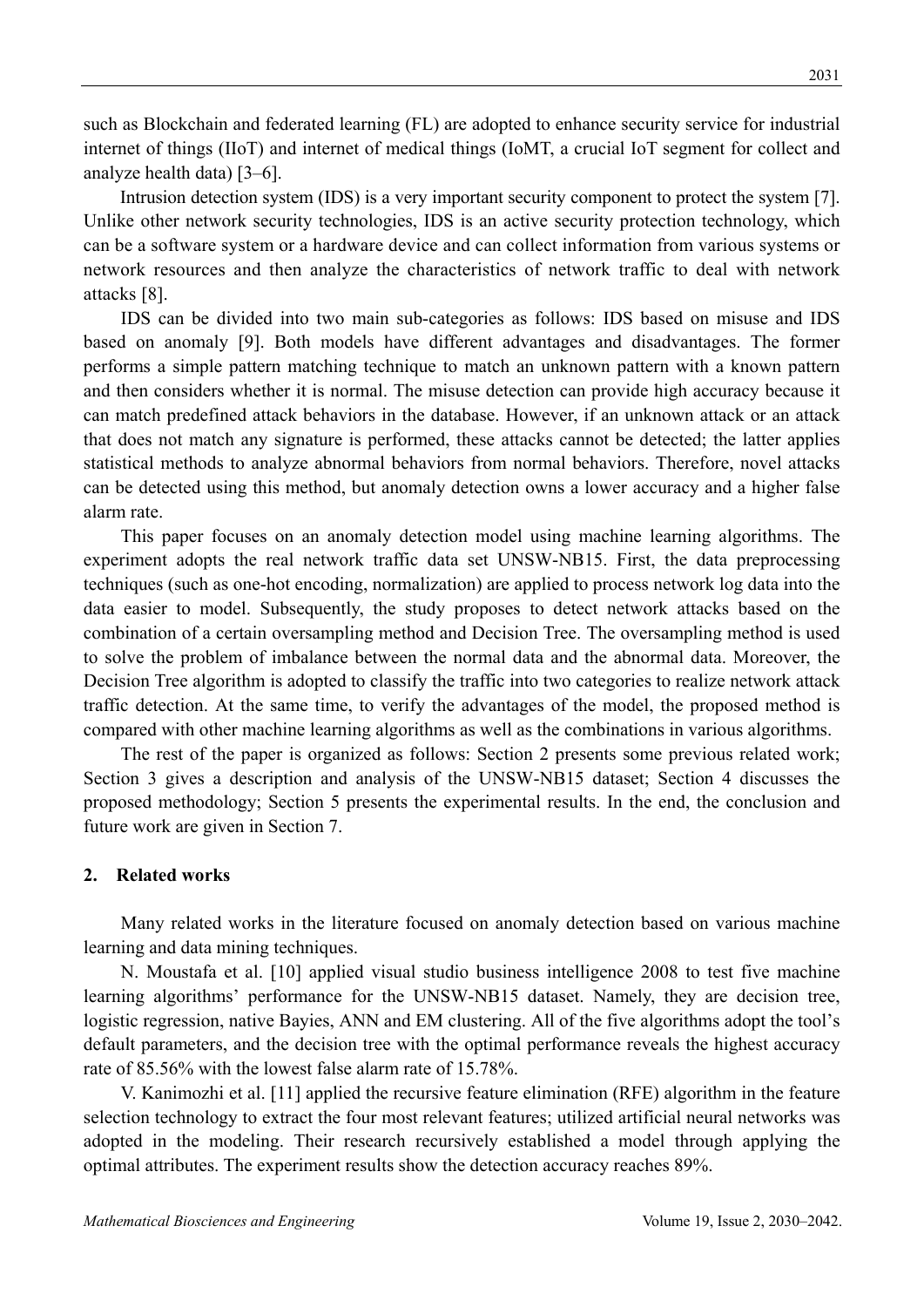such as Blockchain and federated learning (FL) are adopted to enhance security service for industrial internet of things (IIoT) and internet of medical things (IoMT, a crucial IoT segment for collect and analyze health data) [3–6].

Intrusion detection system (IDS) is a very important security component to protect the system [7]. Unlike other network security technologies, IDS is an active security protection technology, which can be a software system or a hardware device and can collect information from various systems or network resources and then analyze the characteristics of network traffic to deal with network attacks [8].

IDS can be divided into two main sub-categories as follows: IDS based on misuse and IDS based on anomaly [9]. Both models have different advantages and disadvantages. The former performs a simple pattern matching technique to match an unknown pattern with a known pattern and then considers whether it is normal. The misuse detection can provide high accuracy because it can match predefined attack behaviors in the database. However, if an unknown attack or an attack that does not match any signature is performed, these attacks cannot be detected; the latter applies statistical methods to analyze abnormal behaviors from normal behaviors. Therefore, novel attacks can be detected using this method, but anomaly detection owns a lower accuracy and a higher false alarm rate.

This paper focuses on an anomaly detection model using machine learning algorithms. The experiment adopts the real network traffic data set UNSW-NB15. First, the data preprocessing techniques (such as one-hot encoding, normalization) are applied to process network log data into the data easier to model. Subsequently, the study proposes to detect network attacks based on the combination of a certain oversampling method and Decision Tree. The oversampling method is used to solve the problem of imbalance between the normal data and the abnormal data. Moreover, the Decision Tree algorithm is adopted to classify the traffic into two categories to realize network attack traffic detection. At the same time, to verify the advantages of the model, the proposed method is compared with other machine learning algorithms as well as the combinations in various algorithms.

The rest of the paper is organized as follows: Section 2 presents some previous related work; Section 3 gives a description and analysis of the UNSW-NB15 dataset; Section 4 discusses the proposed methodology; Section 5 presents the experimental results. In the end, the conclusion and future work are given in Section 7.

## 2. Related works

Many related works in the literature focused on anomaly detection based on various machine learning and data mining techniques.

N. Moustafa et al. [10] applied visual studio business intelligence 2008 to test five machine learning algorithms' performance for the UNSW-NB15 dataset. Namely, they are decision tree, logistic regression, native Bayies, ANN and EM clustering. All of the five algorithms adopt the tool's default parameters, and the decision tree with the optimal performance reveals the highest accuracy rate of 85.56% with the lowest false alarm rate of 15.78%.

V. Kanimozhi et al. [11] applied the recursive feature elimination (RFE) algorithm in the feature selection technology to extract the four most relevant features; utilized artificial neural networks was adopted in the modeling. Their research recursively established a model through applying the optimal attributes. The experiment results show the detection accuracy reaches 89%.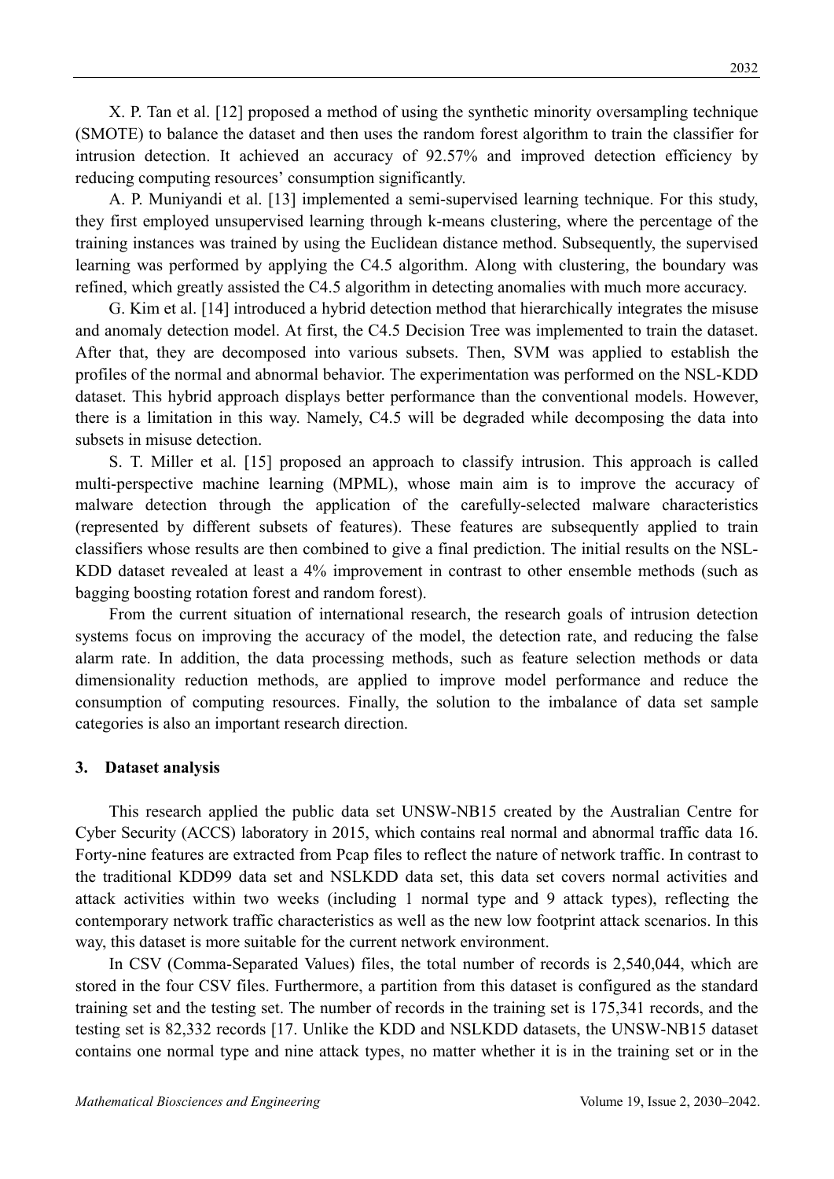X. P. Tan et al. [12] proposed a method of using the synthetic minority oversampling technique (SMOTE) to balance the dataset and then uses the random forest algorithm to train the classifier for intrusion detection. It achieved an accuracy of 92.57% and improved detection efficiency by reducing computing resources' consumption significantly.

A. P. Muniyandi et al. [13] implemented a semi-supervised learning technique. For this study, they first employed unsupervised learning through k-means clustering, where the percentage of the training instances was trained by using the Euclidean distance method. Subsequently, the supervised learning was performed by applying the C4.5 algorithm. Along with clustering, the boundary was refined, which greatly assisted the C4.5 algorithm in detecting anomalies with much more accuracy.

G. Kim et al. [14] introduced a hybrid detection method that hierarchically integrates the misuse and anomaly detection model. At first, the C4.5 Decision Tree was implemented to train the dataset. After that, they are decomposed into various subsets. Then, SVM was applied to establish the profiles of the normal and abnormal behavior. The experimentation was performed on the NSL-KDD dataset. This hybrid approach displays better performance than the conventional models. However, there is a limitation in this way. Namely, C4.5 will be degraded while decomposing the data into subsets in misuse detection.

S. T. Miller et al. [15] proposed an approach to classify intrusion. This approach is called multi-perspective machine learning (MPML), whose main aim is to improve the accuracy of malware detection through the application of the carefully-selected malware characteristics (represented by different subsets of features). These features are subsequently applied to train classifiers whose results are then combined to give a final prediction. The initial results on the NSL-KDD dataset revealed at least a 4% improvement in contrast to other ensemble methods (such as bagging boosting rotation forest and random forest).

From the current situation of international research, the research goals of intrusion detection systems focus on improving the accuracy of the model, the detection rate, and reducing the false alarm rate. In addition, the data processing methods, such as feature selection methods or data dimensionality reduction methods, are applied to improve model performance and reduce the consumption of computing resources. Finally, the solution to the imbalance of data set sample categories is also an important research direction.

## 3. Dataset analysis

This research applied the public data set UNSW-NB15 created by the Australian Centre for Cyber Security (ACCS) laboratory in 2015, which contains real normal and abnormal traffic data 16. Forty-nine features are extracted from Pcap files to reflect the nature of network traffic. In contrast to the traditional KDD99 data set and NSLKDD data set, this data set covers normal activities and attack activities within two weeks (including 1 normal type and 9 attack types), reflecting the contemporary network traffic characteristics as well as the new low footprint attack scenarios. In this way, this dataset is more suitable for the current network environment.

In CSV (Comma-Separated Values) files, the total number of records is 2,540,044, which are stored in the four CSV files. Furthermore, a partition from this dataset is configured as the standard training set and the testing set. The number of records in the training set is 175,341 records, and the testing set is 82,332 records [17. Unlike the KDD and NSLKDD datasets, the UNSW-NB15 dataset contains one normal type and nine attack types, no matter whether it is in the training set or in the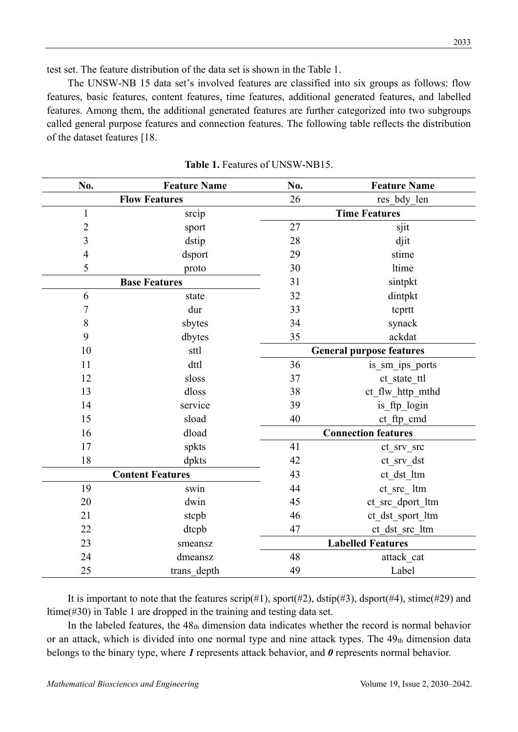test set. The feature distribution of the data set is shown in the Table 1.

The UNSW-NB 15 data set's involved features are classified into six groups as follows: flow features, basic features, content features, time features, additional generated features, and labelled features. Among them, the additional generated features are further categorized into two subgroups called general purpose features and connection features. The following table reflects the distribution of the dataset features [18.

**Table 1.** Features of UNSW-NB15.

| No. | Feature Name | No. | Feature Name |
|---|---|---|---|
| **Flow Features** | | 26 | res_bdy_len |
| 1 | srcip | **Time Features** | |
| 2 | sport | 27 | sjit |
| 3 | dstip | 28 | djit |
| 4 | dsport | 29 | stime |
| 5 | proto | 30 | ltime |
| **Base Features** | | 31 | sintpkt |
| 6 | state | 32 | dintpkt |
| 7 | dur | 33 | tcprtt |
| 8 | sbytes | 34 | synack |
| 9 | dbytes | 35 | ackdat |
| 10 | sttl | **General purpose features** | |
| 11 | dttl | 36 | is_sm_ips_ports |
| 12 | sloss | 37 | ct_state_ttl |
| 13 | dloss | 38 | ct_flw_http_mthd |
| 14 | service | 39 | is_ftp_login |
| 15 | sload | 40 | ct_ftp_cmd |
| 16 | dload | **Connection features** | |
| 17 | spkts | 41 | ct_srv_src |
| 18 | dpkts | 42 | ct_srv_dst |
| **Content Features** | | 43 | ct_dst_ltm |
| 19 | swin | 44 | ct_src_ ltm |
| 20 | dwin | 45 | ct_src_dport_ltm |
| 21 | stcpb | 46 | ct_dst_sport_ltm |
| 22 | dtcpb | 47 | ct_dst_src_ltm |
| 23 | smeansz | **Labelled Features** | |
| 24 | dmeansz | 48 | attack_cat |
| 25 | trans_depth | 49 | Label |

It is important to note that the features scrip(#1), sport(#2), dstip(#3), dsport(#4), stime(#29) and ltime(#30) in Table 1 are dropped in the training and testing data set.

In the labeled features, the $48_{th}$ dimension data indicates whether the record is normal behavior or an attack, which is divided into one normal type and nine attack types. The $49_{th}$ dimension data belongs to the binary type, where ***1*** represents attack behavior, and ***0*** represents normal behavior.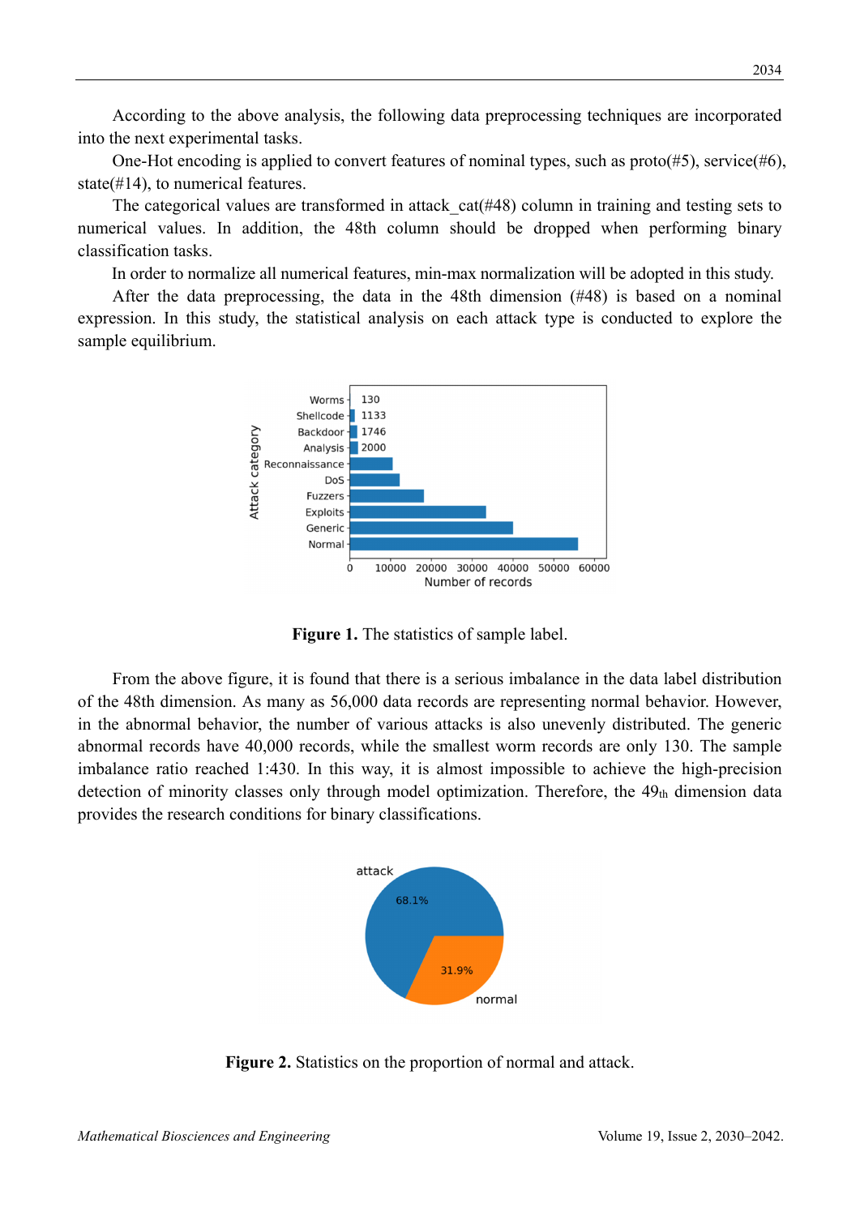According to the above analysis, the following data preprocessing techniques are incorporated into the next experimental tasks.

One-Hot encoding is applied to convert features of nominal types, such as proto(#5), service(#6), state(#14), to numerical features.

The categorical values are transformed in attack_cat(#48) column in training and testing sets to numerical values. In addition, the 48th column should be dropped when performing binary classification tasks.

In order to normalize all numerical features, min-max normalization will be adopted in this study.

After the data preprocessing, the data in the 48th dimension (#48) is based on a nominal expression. In this study, the statistical analysis on each attack type is conducted to explore the sample equilibrium.

**Figure 1.** The statistics of sample label.

From the above figure, it is found that there is a serious imbalance in the data label distribution of the 48th dimension. As many as 56,000 data records are representing normal behavior. However, in the abnormal behavior, the number of various attacks is also unevenly distributed. The generic abnormal records have 40,000 records, while the smallest worm records are only 130. The sample imbalance ratio reached 1:430. In this way, it is almost impossible to achieve the high-precision detection of minority classes only through model optimization. Therefore, the 49$_{\text{th}}$ dimension data provides the research conditions for binary classifications.

**Figure 2.** Statistics on the proportion of normal and attack.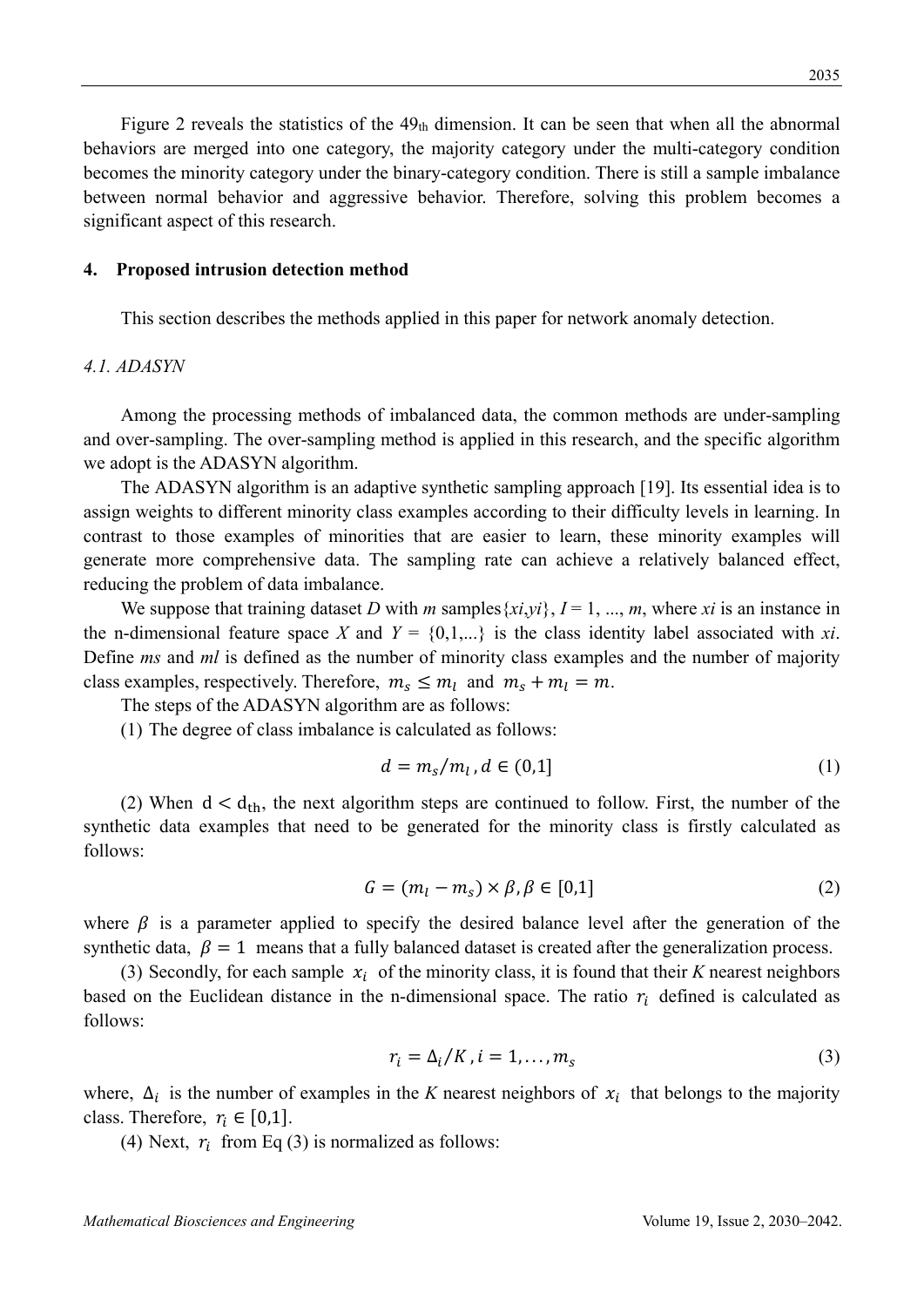Figure 2 reveals the statistics of the $49_{th}$ dimension. It can be seen that when all the abnormal behaviors are merged into one category, the majority category under the multi-category condition becomes the minority category under the binary-category condition. There is still a sample imbalance between normal behavior and aggressive behavior. Therefore, solving this problem becomes a significant aspect of this research.

## 4. Proposed intrusion detection method

This section describes the methods applied in this paper for network anomaly detection.

### *4.1. ADASYN*

Among the processing methods of imbalanced data, the common methods are under-sampling and over-sampling. The over-sampling method is applied in this research, and the specific algorithm we adopt is the ADASYN algorithm.

The ADASYN algorithm is an adaptive synthetic sampling approach [19]. Its essential idea is to assign weights to different minority class examples according to their difficulty levels in learning. In contrast to those examples of minorities that are easier to learn, these minority examples will generate more comprehensive data. The sampling rate can achieve a relatively balanced effect, reducing the problem of data imbalance.

We suppose that training dataset *D* with *m* samples$\{xi,yi\}$, $I = 1, ..., m$, where *xi* is an instance in the n-dimensional feature space *X* and $Y = \{0,1,...\}$ is the class identity label associated with *xi*. Define *ms* and *ml* is defined as the number of minority class examples and the number of majority class examples, respectively. Therefore, $m_s \leq m_l$ and $m_s + m_l = m$.

The steps of the ADASYN algorithm are as follows:

(1) The degree of class imbalance is calculated as follows:

$$d = m_s/m_l\,, d \in (0,1] \tag{1}$$

(2) When $d < d_{th}$, the next algorithm steps are continued to follow. First, the number of the synthetic data examples that need to be generated for the minority class is firstly calculated as follows:

$$G = (m_l - m_s) \times \beta, \beta \in [0,1] \tag{2}$$

where $\beta$ is a parameter applied to specify the desired balance level after the generation of the synthetic data, $\beta = 1$ means that a fully balanced dataset is created after the generalization process.

(3) Secondly, for each sample $x_i$ of the minority class, it is found that their *K* nearest neighbors based on the Euclidean distance in the n-dimensional space. The ratio $r_i$ defined is calculated as follows:

$$r_i = \Delta_i/K\,, i = 1, \ldots, m_s \tag{3}$$

where, $\Delta_i$ is the number of examples in the *K* nearest neighbors of $x_i$ that belongs to the majority class. Therefore, $r_i \in [0,1]$.

(4) Next, $r_i$ from Eq (3) is normalized as follows: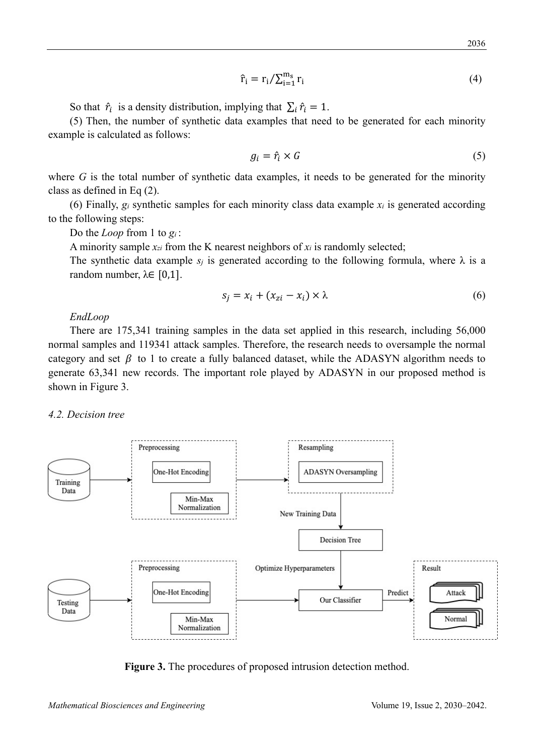$$\hat{r}_i = r_i / \sum_{i=1}^{m_s} r_i \tag{4}$$

So that $\hat{r}_i$ is a density distribution, implying that $\sum_i \hat{r}_i = 1$.

(5) Then, the number of synthetic data examples that need to be generated for each minority example is calculated as follows:

$$g_i = \hat{r}_i \times G \tag{5}$$

where $G$ is the total number of synthetic data examples, it needs to be generated for the minority class as defined in Eq (2).

(6) Finally, $g_i$ synthetic samples for each minority class data example $x_i$ is generated according to the following steps:

Do the *Loop* from 1 to $g_i$:

A minority sample $x_{zi}$ from the K nearest neighbors of $x_i$ is randomly selected;

The synthetic data example $s_j$ is generated according to the following formula, where λ is a random number, $\lambda \in [0,1]$.

$$s_j = x_i + (x_{zi} - x_i) \times \lambda \tag{6}$$

*EndLoop*

There are 175,341 training samples in the data set applied in this research, including 56,000 normal samples and 119341 attack samples. Therefore, the research needs to oversample the normal category and set $\beta$ to 1 to create a fully balanced dataset, while the ADASYN algorithm needs to generate 63,341 new records. The important role played by ADASYN in our proposed method is shown in Figure 3.

### *4.2. Decision tree*

**Figure 3.** The procedures of proposed intrusion detection method.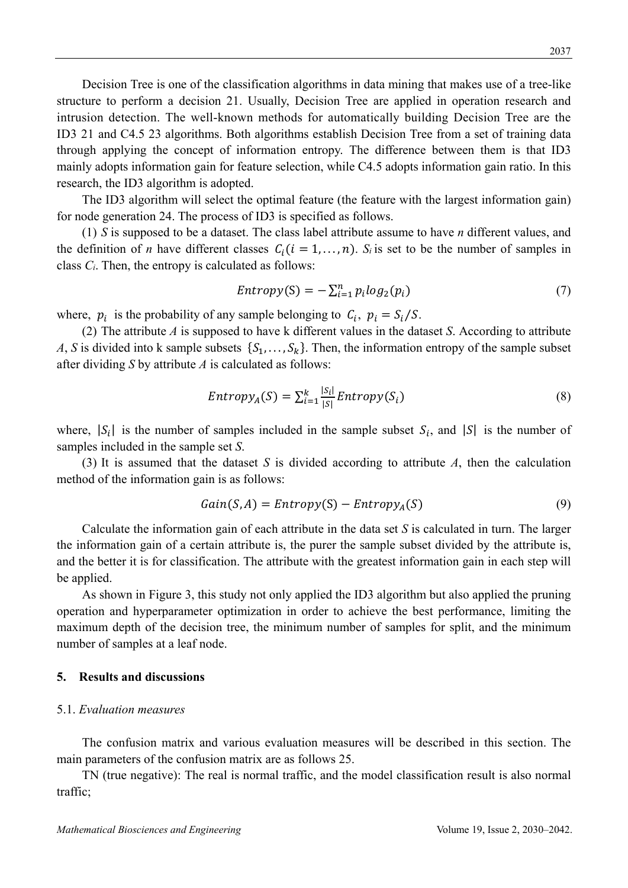Decision Tree is one of the classification algorithms in data mining that makes use of a tree-like structure to perform a decision 21. Usually, Decision Tree are applied in operation research and intrusion detection. The well-known methods for automatically building Decision Tree are the ID3 21 and C4.5 23 algorithms. Both algorithms establish Decision Tree from a set of training data through applying the concept of information entropy. The difference between them is that ID3 mainly adopts information gain for feature selection, while C4.5 adopts information gain ratio. In this research, the ID3 algorithm is adopted.

The ID3 algorithm will select the optimal feature (the feature with the largest information gain) for node generation 24. The process of ID3 is specified as follows.

(1) *S* is supposed to be a dataset. The class label attribute assume to have *n* different values, and the definition of *n* have different classes $C_i (i = 1, \ldots, n)$. $S_i$ is set to be the number of samples in class $C_i$. Then, the entropy is calculated as follows:

$$Entropy(\mathrm{S}) = -\sum_{i=1}^{n} p_i log_2(p_i) \tag{7}$$

where, $p_i$ is the probability of any sample belonging to $C_i$, $p_i = S_i / S$.

(2) The attribute *A* is supposed to have k different values in the dataset *S*. According to attribute *A*, *S* is divided into k sample subsets $\{S_1, \ldots, S_k\}$. Then, the information entropy of the sample subset after dividing *S* by attribute *A* is calculated as follows:

$$Entropy_A(S) = \sum_{i=1}^{k} \frac{|S_i|}{|S|} Entropy(S_i) \tag{8}$$

where, $|S_i|$ is the number of samples included in the sample subset $S_i$, and $|S|$ is the number of samples included in the sample set *S*.

(3) It is assumed that the dataset *S* is divided according to attribute *A*, then the calculation method of the information gain is as follows:

$$Gain(S, A) = Entropy(\mathrm{S}) - Entropy_A(S) \tag{9}$$

Calculate the information gain of each attribute in the data set *S* is calculated in turn. The larger the information gain of a certain attribute is, the purer the sample subset divided by the attribute is, and the better it is for classification. The attribute with the greatest information gain in each step will be applied.

As shown in Figure 3, this study not only applied the ID3 algorithm but also applied the pruning operation and hyperparameter optimization in order to achieve the best performance, limiting the maximum depth of the decision tree, the minimum number of samples for split, and the minimum number of samples at a leaf node.

## 5. Results and discussions

### 5.1. *Evaluation measures*

The confusion matrix and various evaluation measures will be described in this section. The main parameters of the confusion matrix are as follows 25.

TN (true negative): The real is normal traffic, and the model classification result is also normal traffic;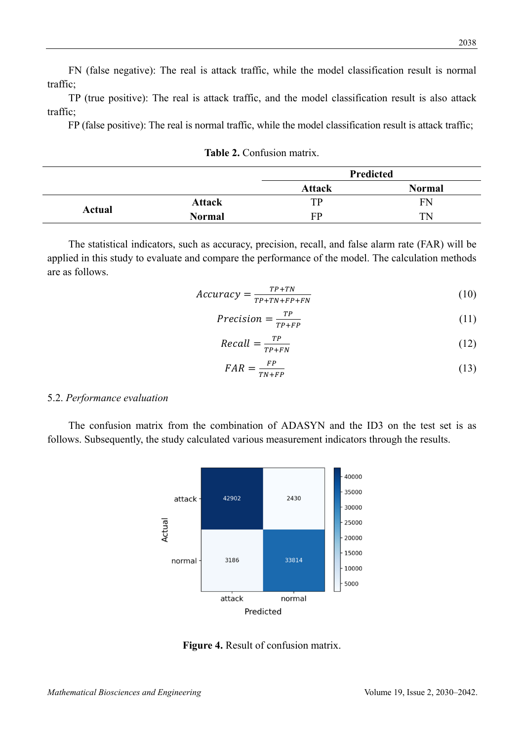FN (false negative): The real is attack traffic, while the model classification result is normal traffic;

TP (true positive): The real is attack traffic, and the model classification result is also attack traffic;

FP (false positive): The real is normal traffic, while the model classification result is attack traffic;

**Table 2.** Confusion matrix.

| | | Predicted | |
|---|---|---|---|
| | | **Attack** | **Normal** |
| **Actual** | **Attack** | TP | FN |
| | **Normal** | FP | TN |

The statistical indicators, such as accuracy, precision, recall, and false alarm rate (FAR) will be applied in this study to evaluate and compare the performance of the model. The calculation methods are as follows.

$$Accuracy = \frac{TP+TN}{TP+TN+FP+FN} \tag{10}$$

$$Precision = \frac{TP}{TP+FP} \tag{11}$$

$$Recall = \frac{TP}{TP+FN} \tag{12}$$

$$FAR = \frac{FP}{TN+FP} \tag{13}$$

## 5.2. *Performance evaluation*

The confusion matrix from the combination of ADASYN and the ID3 on the test set is as follows. Subsequently, the study calculated various measurement indicators through the results.

| Actual \ Predicted | attack | normal |
|---|---|---|
| attack | 42902 | 2430 |
| normal | 3186 | 33814 |

**Figure 4.** Result of confusion matrix.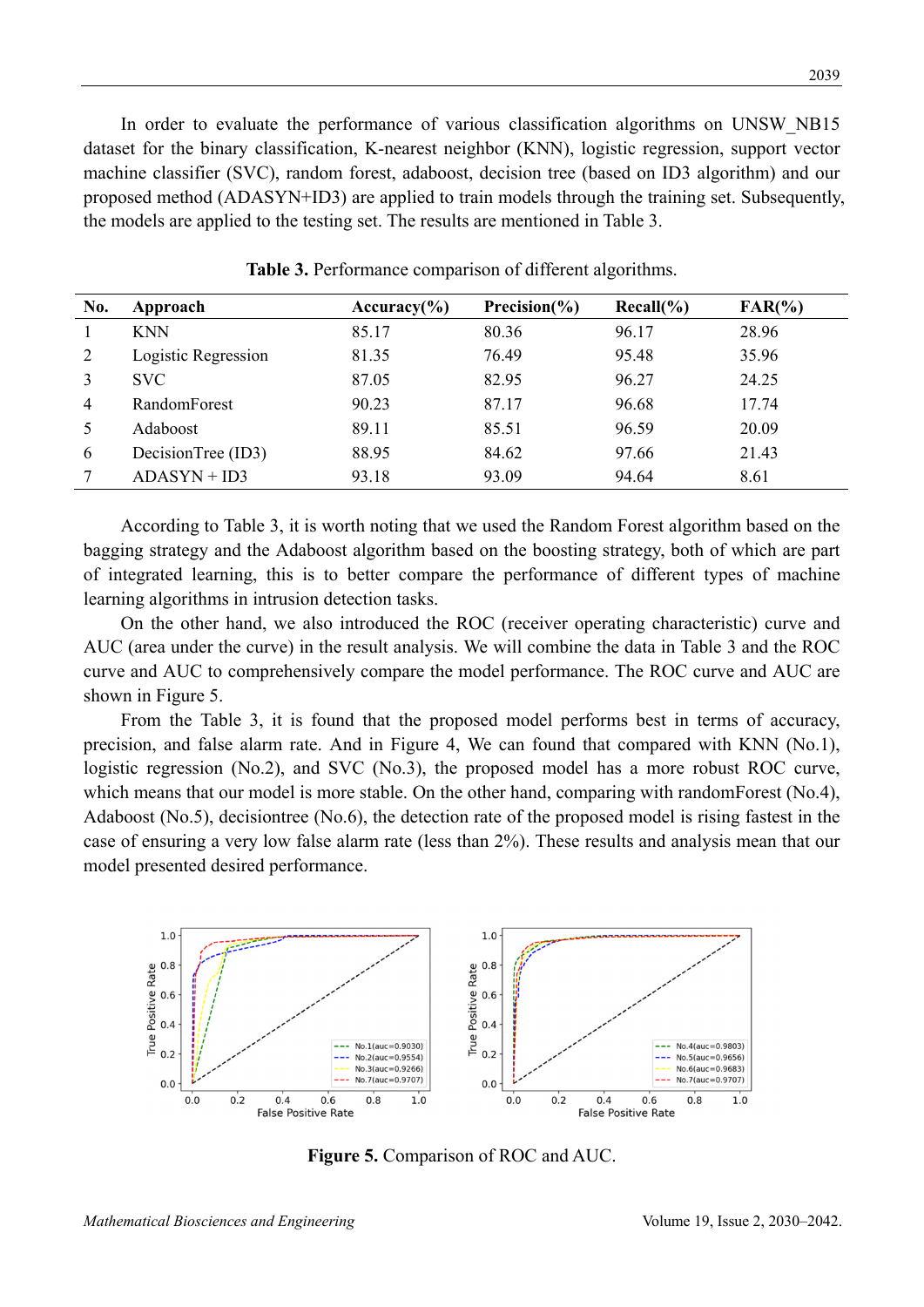In order to evaluate the performance of various classification algorithms on UNSW_NB15 dataset for the binary classification, K-nearest neighbor (KNN), logistic regression, support vector machine classifier (SVC), random forest, adaboost, decision tree (based on ID3 algorithm) and our proposed method (ADASYN+ID3) are applied to train models through the training set. Subsequently, the models are applied to the testing set. The results are mentioned in Table 3.

**Table 3.** Performance comparison of different algorithms.

| No. | Approach | Accuracy(%) | Precision(%) | Recall(%) | FAR(%) |
|---|---|---|---|---|---|
| 1 | KNN | 85.17 | 80.36 | 96.17 | 28.96 |
| 2 | Logistic Regression | 81.35 | 76.49 | 95.48 | 35.96 |
| 3 | SVC | 87.05 | 82.95 | 96.27 | 24.25 |
| 4 | RandomForest | 90.23 | 87.17 | 96.68 | 17.74 |
| 5 | Adaboost | 89.11 | 85.51 | 96.59 | 20.09 |
| 6 | DecisionTree (ID3) | 88.95 | 84.62 | 97.66 | 21.43 |
| 7 | ADASYN + ID3 | 93.18 | 93.09 | 94.64 | 8.61 |

According to Table 3, it is worth noting that we used the Random Forest algorithm based on the bagging strategy and the Adaboost algorithm based on the boosting strategy, both of which are part of integrated learning, this is to better compare the performance of different types of machine learning algorithms in intrusion detection tasks.

On the other hand, we also introduced the ROC (receiver operating characteristic) curve and AUC (area under the curve) in the result analysis. We will combine the data in Table 3 and the ROC curve and AUC to comprehensively compare the model performance. The ROC curve and AUC are shown in Figure 5.

From the Table 3, it is found that the proposed model performs best in terms of accuracy, precision, and false alarm rate. And in Figure 4, We can found that compared with KNN (No.1), logistic regression (No.2), and SVC (No.3), the proposed model has a more robust ROC curve, which means that our model is more stable. On the other hand, comparing with randomForest (No.4), Adaboost (No.5), decisiontree (No.6), the detection rate of the proposed model is rising fastest in the case of ensuring a very low false alarm rate (less than 2%). These results and analysis mean that our model presented desired performance.

**Figure 5.** Comparison of ROC and AUC.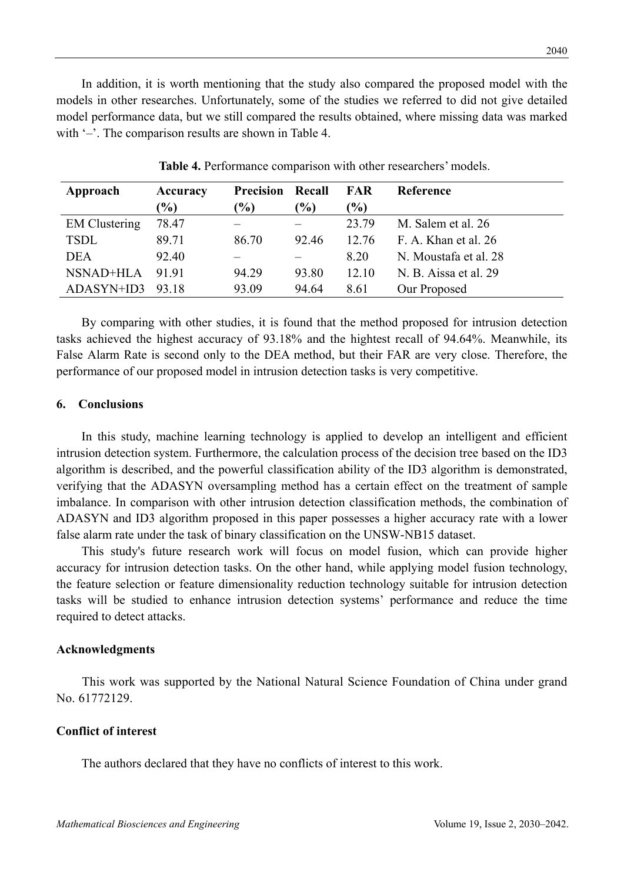In addition, it is worth mentioning that the study also compared the proposed model with the models in other researches. Unfortunately, some of the studies we referred to did not give detailed model performance data, but we still compared the results obtained, where missing data was marked with '–'. The comparison results are shown in Table 4.

**Table 4.** Performance comparison with other researchers' models.

| Approach | Accuracy (%) | Precision (%) | Recall (%) | FAR (%) | Reference |
|---|---|---|---|---|---|
| EM Clustering | 78.47 | – | – | 23.79 | M. Salem et al. 26 |
| TSDL | 89.71 | 86.70 | 92.46 | 12.76 | F. A. Khan et al. 26 |
| DEA | 92.40 | – | – | 8.20 | N. Moustafa et al. 28 |
| NSNAD+HLA | 91.91 | 94.29 | 93.80 | 12.10 | N. B. Aissa et al. 29 |
| ADASYN+ID3 | 93.18 | 93.09 | 94.64 | 8.61 | Our Proposed |

By comparing with other studies, it is found that the method proposed for intrusion detection tasks achieved the highest accuracy of 93.18% and the hightest recall of 94.64%. Meanwhile, its False Alarm Rate is second only to the DEA method, but their FAR are very close. Therefore, the performance of our proposed model in intrusion detection tasks is very competitive.

## 6. Conclusions

In this study, machine learning technology is applied to develop an intelligent and efficient intrusion detection system. Furthermore, the calculation process of the decision tree based on the ID3 algorithm is described, and the powerful classification ability of the ID3 algorithm is demonstrated, verifying that the ADASYN oversampling method has a certain effect on the treatment of sample imbalance. In comparison with other intrusion detection classification methods, the combination of ADASYN and ID3 algorithm proposed in this paper possesses a higher accuracy rate with a lower false alarm rate under the task of binary classification on the UNSW-NB15 dataset.

This study's future research work will focus on model fusion, which can provide higher accuracy for intrusion detection tasks. On the other hand, while applying model fusion technology, the feature selection or feature dimensionality reduction technology suitable for intrusion detection tasks will be studied to enhance intrusion detection systems' performance and reduce the time required to detect attacks.

## Acknowledgments

This work was supported by the National Natural Science Foundation of China under grand No. 61772129.

## Conflict of interest

The authors declared that they have no conflicts of interest to this work.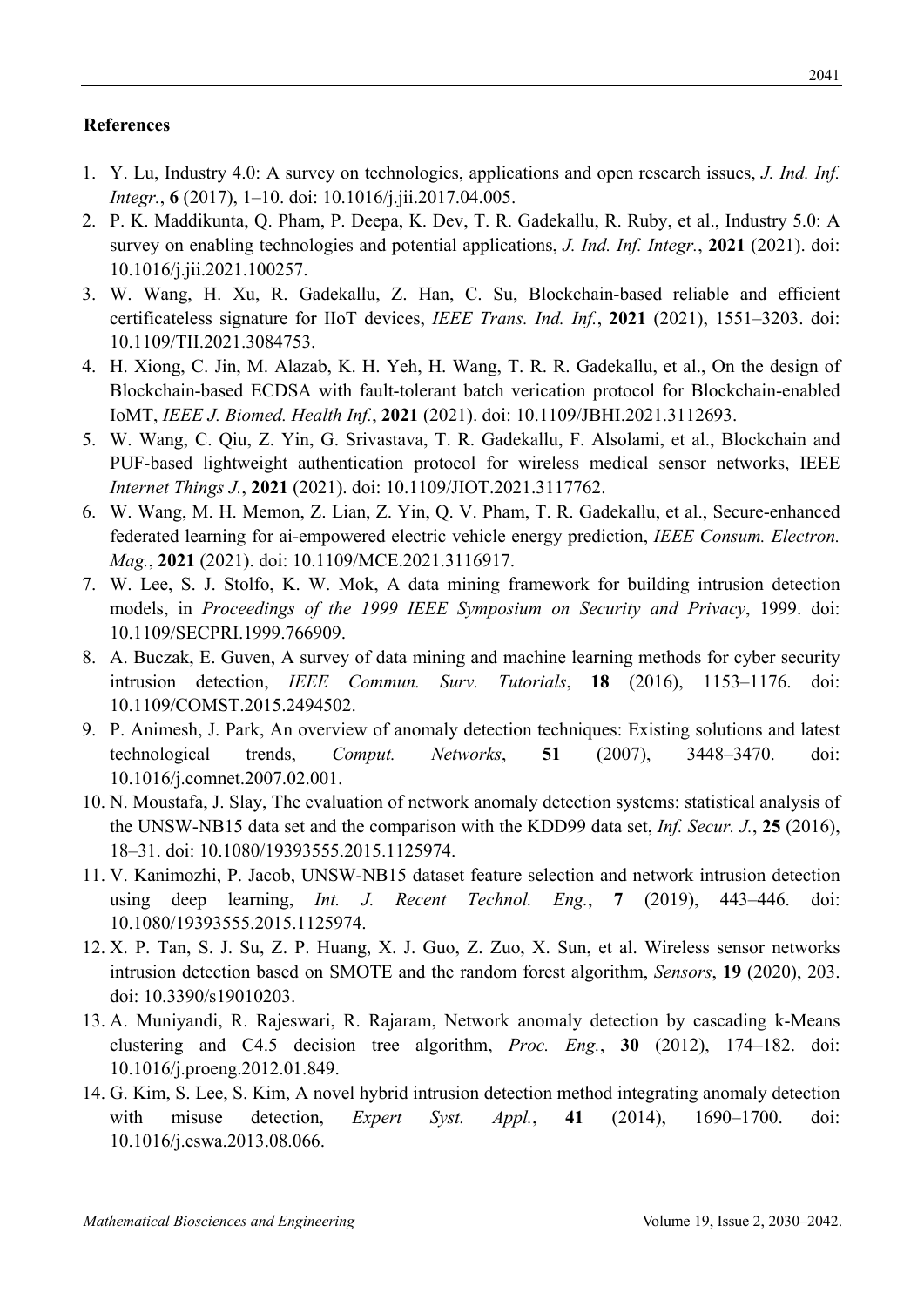## References

1. Y. Lu, Industry 4.0: A survey on technologies, applications and open research issues, *J. Ind. Inf. Integr.*, **6** (2017), 1–10. doi: 10.1016/j.jii.2017.04.005.
2. P. K. Maddikunta, Q. Pham, P. Deepa, K. Dev, T. R. Gadekallu, R. Ruby, et al., Industry 5.0: A survey on enabling technologies and potential applications, *J. Ind. Inf. Integr.*, **2021** (2021). doi: 10.1016/j.jii.2021.100257.
3. W. Wang, H. Xu, R. Gadekallu, Z. Han, C. Su, Blockchain-based reliable and efficient certificateless signature for IIoT devices, *IEEE Trans. Ind. Inf.*, **2021** (2021), 1551–3203. doi: 10.1109/TII.2021.3084753.
4. H. Xiong, C. Jin, M. Alazab, K. H. Yeh, H. Wang, T. R. R. Gadekallu, et al., On the design of Blockchain-based ECDSA with fault-tolerant batch verication protocol for Blockchain-enabled IoMT, *IEEE J. Biomed. Health Inf.*, **2021** (2021). doi: 10.1109/JBHI.2021.3112693.
5. W. Wang, C. Qiu, Z. Yin, G. Srivastava, T. R. Gadekallu, F. Alsolami, et al., Blockchain and PUF-based lightweight authentication protocol for wireless medical sensor networks, IEEE *Internet Things J.*, **2021** (2021). doi: 10.1109/JIOT.2021.3117762.
6. W. Wang, M. H. Memon, Z. Lian, Z. Yin, Q. V. Pham, T. R. Gadekallu, et al., Secure-enhanced federated learning for ai-empowered electric vehicle energy prediction, *IEEE Consum. Electron. Mag.*, **2021** (2021). doi: 10.1109/MCE.2021.3116917.
7. W. Lee, S. J. Stolfo, K. W. Mok, A data mining framework for building intrusion detection models, in *Proceedings of the 1999 IEEE Symposium on Security and Privacy*, 1999. doi: 10.1109/SECPRI.1999.766909.
8. A. Buczak, E. Guven, A survey of data mining and machine learning methods for cyber security intrusion detection, *IEEE Commun. Surv. Tutorials*, **18** (2016), 1153–1176. doi: 10.1109/COMST.2015.2494502.
9. P. Animesh, J. Park, An overview of anomaly detection techniques: Existing solutions and latest technological trends, *Comput. Networks*, **51** (2007), 3448–3470. doi: 10.1016/j.comnet.2007.02.001.
10. N. Moustafa, J. Slay, The evaluation of network anomaly detection systems: statistical analysis of the UNSW-NB15 data set and the comparison with the KDD99 data set, *Inf. Secur. J.*, **25** (2016), 18–31. doi: 10.1080/19393555.2015.1125974.
11. V. Kanimozhi, P. Jacob, UNSW-NB15 dataset feature selection and network intrusion detection using deep learning, *Int. J. Recent Technol. Eng.*, **7** (2019), 443–446. doi: 10.1080/19393555.2015.1125974.
12. X. P. Tan, S. J. Su, Z. P. Huang, X. J. Guo, Z. Zuo, X. Sun, et al. Wireless sensor networks intrusion detection based on SMOTE and the random forest algorithm, *Sensors*, **19** (2020), 203. doi: 10.3390/s19010203.
13. A. Muniyandi, R. Rajeswari, R. Rajaram, Network anomaly detection by cascading k-Means clustering and C4.5 decision tree algorithm, *Proc. Eng.*, **30** (2012), 174–182. doi: 10.1016/j.proeng.2012.01.849.
14. G. Kim, S. Lee, S. Kim, A novel hybrid intrusion detection method integrating anomaly detection with misuse detection, *Expert Syst. Appl.*, **41** (2014), 1690–1700. doi: 10.1016/j.eswa.2013.08.066.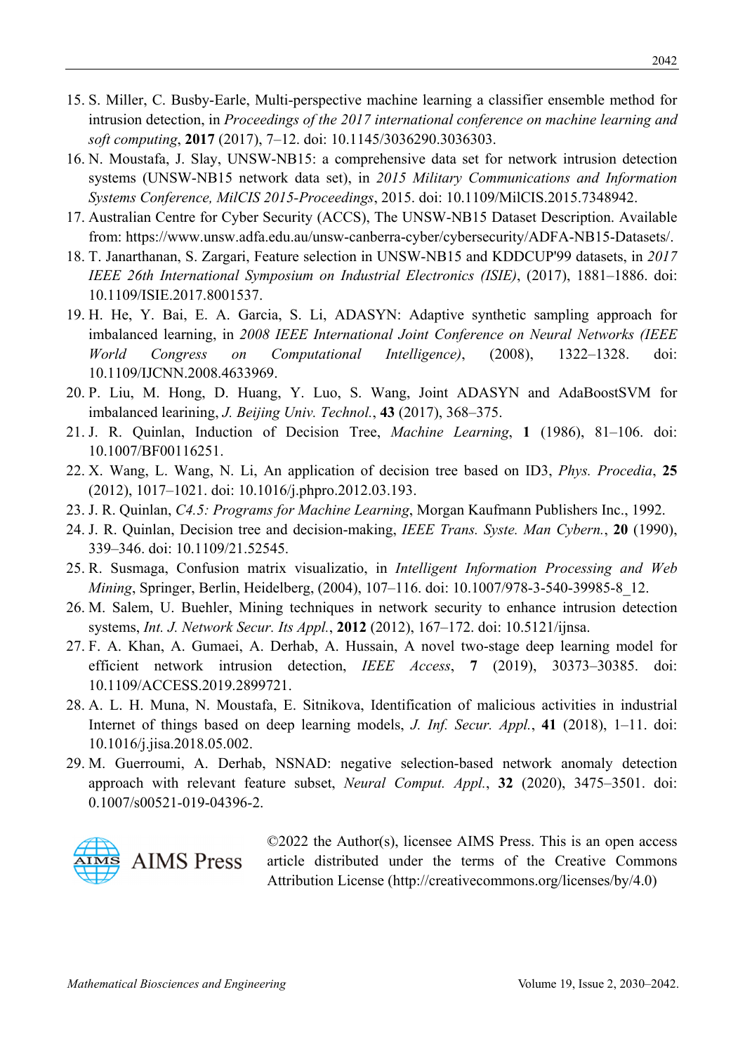15. S. Miller, C. Busby-Earle, Multi-perspective machine learning a classifier ensemble method for intrusion detection, in *Proceedings of the 2017 international conference on machine learning and soft computing*, **2017** (2017), 7–12. doi: 10.1145/3036290.3036303.
16. N. Moustafa, J. Slay, UNSW-NB15: a comprehensive data set for network intrusion detection systems (UNSW-NB15 network data set), in *2015 Military Communications and Information Systems Conference, MilCIS 2015-Proceedings*, 2015. doi: 10.1109/MilCIS.2015.7348942.
17. Australian Centre for Cyber Security (ACCS), The UNSW-NB15 Dataset Description. Available from: https://www.unsw.adfa.edu.au/unsw-canberra-cyber/cybersecurity/ADFA-NB15-Datasets/.
18. T. Janarthanan, S. Zargari, Feature selection in UNSW-NB15 and KDDCUP'99 datasets, in *2017 IEEE 26th International Symposium on Industrial Electronics (ISIE)*, (2017), 1881–1886. doi: 10.1109/ISIE.2017.8001537.
19. H. He, Y. Bai, E. A. Garcia, S. Li, ADASYN: Adaptive synthetic sampling approach for imbalanced learning, in *2008 IEEE International Joint Conference on Neural Networks (IEEE World Congress on Computational Intelligence)*, (2008), 1322–1328. doi: 10.1109/IJCNN.2008.4633969.
20. P. Liu, M. Hong, D. Huang, Y. Luo, S. Wang, Joint ADASYN and AdaBoostSVM for imbalanced learining, *J. Beijing Univ. Technol.*, **43** (2017), 368–375.
21. J. R. Quinlan, Induction of Decision Tree, *Machine Learning*, **1** (1986), 81–106. doi: 10.1007/BF00116251.
22. X. Wang, L. Wang, N. Li, An application of decision tree based on ID3, *Phys. Procedia*, **25** (2012), 1017–1021. doi: 10.1016/j.phpro.2012.03.193.
23. J. R. Quinlan, *C4.5: Programs for Machine Learning*, Morgan Kaufmann Publishers Inc., 1992.
24. J. R. Quinlan, Decision tree and decision-making, *IEEE Trans. Syste. Man Cybern.*, **20** (1990), 339–346. doi: 10.1109/21.52545.
25. R. Susmaga, Confusion matrix visualizatio, in *Intelligent Information Processing and Web Mining*, Springer, Berlin, Heidelberg, (2004), 107–116. doi: 10.1007/978-3-540-39985-8_12.
26. M. Salem, U. Buehler, Mining techniques in network security to enhance intrusion detection systems, *Int. J. Network Secur. Its Appl.*, **2012** (2012), 167–172. doi: 10.5121/ijnsa.
27. F. A. Khan, A. Gumaei, A. Derhab, A. Hussain, A novel two-stage deep learning model for efficient network intrusion detection, *IEEE Access*, **7** (2019), 30373–30385. doi: 10.1109/ACCESS.2019.2899721.
28. A. L. H. Muna, N. Moustafa, E. Sitnikova, Identification of malicious activities in industrial Internet of things based on deep learning models, *J. Inf. Secur. Appl.*, **41** (2018), 1–11. doi: 10.1016/j.jisa.2018.05.002.
29. M. Guerroumi, A. Derhab, NSNAD: negative selection-based network anomaly detection approach with relevant feature subset, *Neural Comput. Appl.*, **32** (2020), 3475–3501. doi: 0.1007/s00521-019-04396-2.

AIMS Press

©2022 the Author(s), licensee AIMS Press. This is an open access article distributed under the terms of the Creative Commons Attribution License (http://creativecommons.org/licenses/by/4.0)